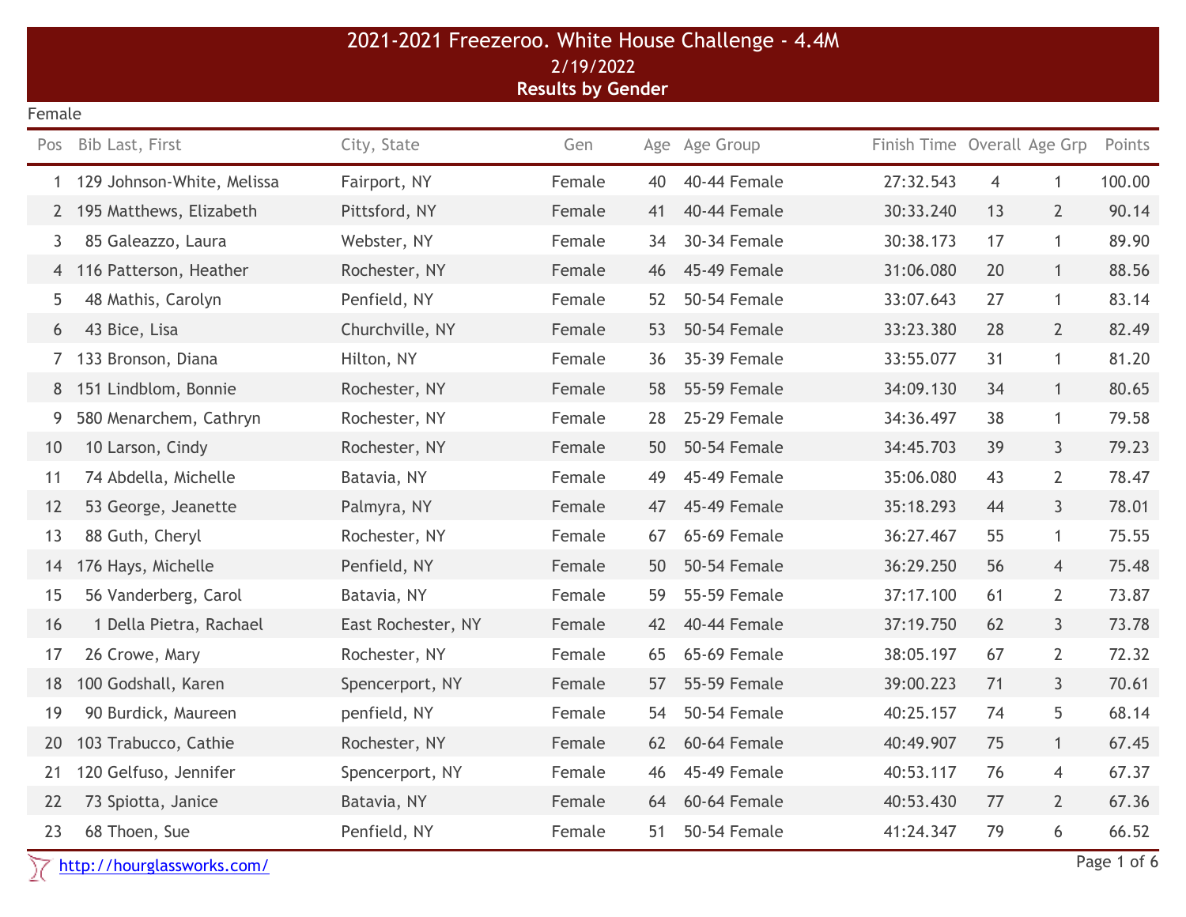# 2021-2021 Freezeroo. White House Challenge - 4.4M

2/19/2022

**Results by Gender**

Female

| Pos | Bib | Last, First | City, State | Gen | Age | Age Group | Finish Time | Overall | Age Grp | Points |
|---|---|---|---|---|---|---|---|---|---|---|
| 1 | 129 | Johnson-White, Melissa | Fairport, NY | Female | 40 | 40-44 Female | 27:32.543 | 4 | 1 | 100.00 |
| 2 | 195 | Matthews, Elizabeth | Pittsford, NY | Female | 41 | 40-44 Female | 30:33.240 | 13 | 2 | 90.14 |
| 3 | 85 | Galeazzo, Laura | Webster, NY | Female | 34 | 30-34 Female | 30:38.173 | 17 | 1 | 89.90 |
| 4 | 116 | Patterson, Heather | Rochester, NY | Female | 46 | 45-49 Female | 31:06.080 | 20 | 1 | 88.56 |
| 5 | 48 | Mathis, Carolyn | Penfield, NY | Female | 52 | 50-54 Female | 33:07.643 | 27 | 1 | 83.14 |
| 6 | 43 | Bice, Lisa | Churchville, NY | Female | 53 | 50-54 Female | 33:23.380 | 28 | 2 | 82.49 |
| 7 | 133 | Bronson, Diana | Hilton, NY | Female | 36 | 35-39 Female | 33:55.077 | 31 | 1 | 81.20 |
| 8 | 151 | Lindblom, Bonnie | Rochester, NY | Female | 58 | 55-59 Female | 34:09.130 | 34 | 1 | 80.65 |
| 9 | 580 | Menarchem, Cathryn | Rochester, NY | Female | 28 | 25-29 Female | 34:36.497 | 38 | 1 | 79.58 |
| 10 | 10 | Larson, Cindy | Rochester, NY | Female | 50 | 50-54 Female | 34:45.703 | 39 | 3 | 79.23 |
| 11 | 74 | Abdella, Michelle | Batavia, NY | Female | 49 | 45-49 Female | 35:06.080 | 43 | 2 | 78.47 |
| 12 | 53 | George, Jeanette | Palmyra, NY | Female | 47 | 45-49 Female | 35:18.293 | 44 | 3 | 78.01 |
| 13 | 88 | Guth, Cheryl | Rochester, NY | Female | 67 | 65-69 Female | 36:27.467 | 55 | 1 | 75.55 |
| 14 | 176 | Hays, Michelle | Penfield, NY | Female | 50 | 50-54 Female | 36:29.250 | 56 | 4 | 75.48 |
| 15 | 56 | Vanderberg, Carol | Batavia, NY | Female | 59 | 55-59 Female | 37:17.100 | 61 | 2 | 73.87 |
| 16 | 1 | Della Pietra, Rachael | East Rochester, NY | Female | 42 | 40-44 Female | 37:19.750 | 62 | 3 | 73.78 |
| 17 | 26 | Crowe, Mary | Rochester, NY | Female | 65 | 65-69 Female | 38:05.197 | 67 | 2 | 72.32 |
| 18 | 100 | Godshall, Karen | Spencerport, NY | Female | 57 | 55-59 Female | 39:00.223 | 71 | 3 | 70.61 |
| 19 | 90 | Burdick, Maureen | penfield, NY | Female | 54 | 50-54 Female | 40:25.157 | 74 | 5 | 68.14 |
| 20 | 103 | Trabucco, Cathie | Rochester, NY | Female | 62 | 60-64 Female | 40:49.907 | 75 | 1 | 67.45 |
| 21 | 120 | Gelfuso, Jennifer | Spencerport, NY | Female | 46 | 45-49 Female | 40:53.117 | 76 | 4 | 67.37 |
| 22 | 73 | Spiotta, Janice | Batavia, NY | Female | 64 | 60-64 Female | 40:53.430 | 77 | 2 | 67.36 |
| 23 | 68 | Thoen, Sue | Penfield, NY | Female | 51 | 50-54 Female | 41:24.347 | 79 | 6 | 66.52 |

http://hourglassworks.com/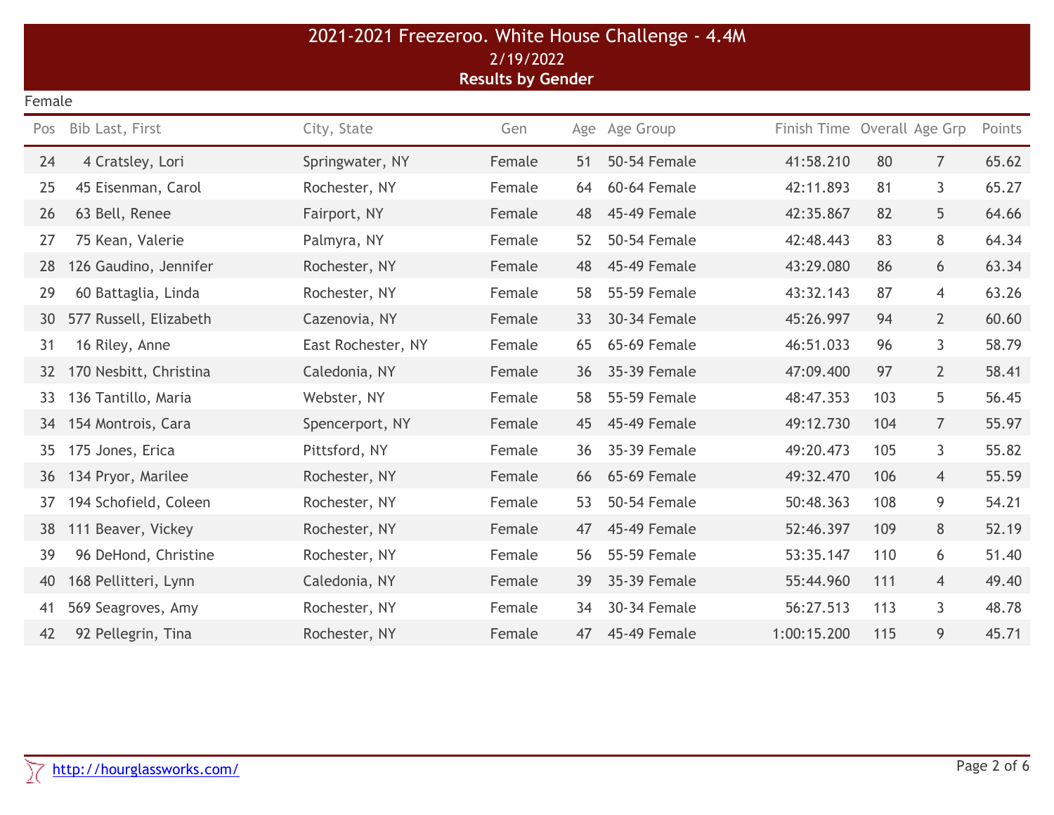# 2021-2021 Freezeroo. White House Challenge - 4.4M

2/19/2022

**Results by Gender**

Female

| Pos | Bib | Last, First | City, State | Gen | Age | Age Group | Finish Time | Overall | Age Grp | Points |
|---|---|---|---|---|---|---|---|---|---|---|
| 24 | 4 | Cratsley, Lori | Springwater, NY | Female | 51 | 50-54 Female | 41:58.210 | 80 | 7 | 65.62 |
| 25 | 45 | Eisenman, Carol | Rochester, NY | Female | 64 | 60-64 Female | 42:11.893 | 81 | 3 | 65.27 |
| 26 | 63 | Bell, Renee | Fairport, NY | Female | 48 | 45-49 Female | 42:35.867 | 82 | 5 | 64.66 |
| 27 | 75 | Kean, Valerie | Palmyra, NY | Female | 52 | 50-54 Female | 42:48.443 | 83 | 8 | 64.34 |
| 28 | 126 | Gaudino, Jennifer | Rochester, NY | Female | 48 | 45-49 Female | 43:29.080 | 86 | 6 | 63.34 |
| 29 | 60 | Battaglia, Linda | Rochester, NY | Female | 58 | 55-59 Female | 43:32.143 | 87 | 4 | 63.26 |
| 30 | 577 | Russell, Elizabeth | Cazenovia, NY | Female | 33 | 30-34 Female | 45:26.997 | 94 | 2 | 60.60 |
| 31 | 16 | Riley, Anne | East Rochester, NY | Female | 65 | 65-69 Female | 46:51.033 | 96 | 3 | 58.79 |
| 32 | 170 | Nesbitt, Christina | Caledonia, NY | Female | 36 | 35-39 Female | 47:09.400 | 97 | 2 | 58.41 |
| 33 | 136 | Tantillo, Maria | Webster, NY | Female | 58 | 55-59 Female | 48:47.353 | 103 | 5 | 56.45 |
| 34 | 154 | Montrois, Cara | Spencerport, NY | Female | 45 | 45-49 Female | 49:12.730 | 104 | 7 | 55.97 |
| 35 | 175 | Jones, Erica | Pittsford, NY | Female | 36 | 35-39 Female | 49:20.473 | 105 | 3 | 55.82 |
| 36 | 134 | Pryor, Marilee | Rochester, NY | Female | 66 | 65-69 Female | 49:32.470 | 106 | 4 | 55.59 |
| 37 | 194 | Schofield, Coleen | Rochester, NY | Female | 53 | 50-54 Female | 50:48.363 | 108 | 9 | 54.21 |
| 38 | 111 | Beaver, Vickey | Rochester, NY | Female | 47 | 45-49 Female | 52:46.397 | 109 | 8 | 52.19 |
| 39 | 96 | DeHond, Christine | Rochester, NY | Female | 56 | 55-59 Female | 53:35.147 | 110 | 6 | 51.40 |
| 40 | 168 | Pellitteri, Lynn | Caledonia, NY | Female | 39 | 35-39 Female | 55:44.960 | 111 | 4 | 49.40 |
| 41 | 569 | Seagroves, Amy | Rochester, NY | Female | 34 | 30-34 Female | 56:27.513 | 113 | 3 | 48.78 |
| 42 | 92 | Pellegrin, Tina | Rochester, NY | Female | 47 | 45-49 Female | 1:00:15.200 | 115 | 9 | 45.71 |

http://hourglassworks.com/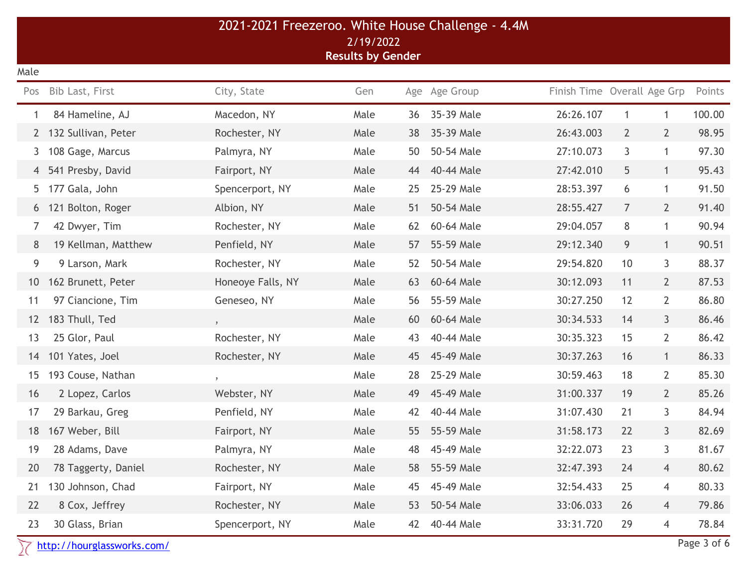# 2021-2021 Freezeroo. White House Challenge - 4.4M

2/19/2022

**Results by Gender**

Male

| Pos | Bib | Last, First | City, State | Gen | Age | Age Group | Finish Time | Overall | Age Grp | Points |
|---|---|---|---|---|---|---|---|---|---|---|
| 1 | 84 | Hameline, AJ | Macedon, NY | Male | 36 | 35-39 Male | 26:26.107 | 1 | 1 | 100.00 |
| 2 | 132 | Sullivan, Peter | Rochester, NY | Male | 38 | 35-39 Male | 26:43.003 | 2 | 2 | 98.95 |
| 3 | 108 | Gage, Marcus | Palmyra, NY | Male | 50 | 50-54 Male | 27:10.073 | 3 | 1 | 97.30 |
| 4 | 541 | Presby, David | Fairport, NY | Male | 44 | 40-44 Male | 27:42.010 | 5 | 1 | 95.43 |
| 5 | 177 | Gala, John | Spencerport, NY | Male | 25 | 25-29 Male | 28:53.397 | 6 | 1 | 91.50 |
| 6 | 121 | Bolton, Roger | Albion, NY | Male | 51 | 50-54 Male | 28:55.427 | 7 | 2 | 91.40 |
| 7 | 42 | Dwyer, Tim | Rochester, NY | Male | 62 | 60-64 Male | 29:04.057 | 8 | 1 | 90.94 |
| 8 | 19 | Kellman, Matthew | Penfield, NY | Male | 57 | 55-59 Male | 29:12.340 | 9 | 1 | 90.51 |
| 9 | 9 | Larson, Mark | Rochester, NY | Male | 52 | 50-54 Male | 29:54.820 | 10 | 3 | 88.37 |
| 10 | 162 | Brunett, Peter | Honeoye Falls, NY | Male | 63 | 60-64 Male | 30:12.093 | 11 | 2 | 87.53 |
| 11 | 97 | Ciancione, Tim | Geneseo, NY | Male | 56 | 55-59 Male | 30:27.250 | 12 | 2 | 86.80 |
| 12 | 183 | Thull, Ted | , | Male | 60 | 60-64 Male | 30:34.533 | 14 | 3 | 86.46 |
| 13 | 25 | Glor, Paul | Rochester, NY | Male | 43 | 40-44 Male | 30:35.323 | 15 | 2 | 86.42 |
| 14 | 101 | Yates, Joel | Rochester, NY | Male | 45 | 45-49 Male | 30:37.263 | 16 | 1 | 86.33 |
| 15 | 193 | Couse, Nathan | , | Male | 28 | 25-29 Male | 30:59.463 | 18 | 2 | 85.30 |
| 16 | 2 | Lopez, Carlos | Webster, NY | Male | 49 | 45-49 Male | 31:00.337 | 19 | 2 | 85.26 |
| 17 | 29 | Barkau, Greg | Penfield, NY | Male | 42 | 40-44 Male | 31:07.430 | 21 | 3 | 84.94 |
| 18 | 167 | Weber, Bill | Fairport, NY | Male | 55 | 55-59 Male | 31:58.173 | 22 | 3 | 82.69 |
| 19 | 28 | Adams, Dave | Palmyra, NY | Male | 48 | 45-49 Male | 32:22.073 | 23 | 3 | 81.67 |
| 20 | 78 | Taggerty, Daniel | Rochester, NY | Male | 58 | 55-59 Male | 32:47.393 | 24 | 4 | 80.62 |
| 21 | 130 | Johnson, Chad | Fairport, NY | Male | 45 | 45-49 Male | 32:54.433 | 25 | 4 | 80.33 |
| 22 | 8 | Cox, Jeffrey | Rochester, NY | Male | 53 | 50-54 Male | 33:06.033 | 26 | 4 | 79.86 |
| 23 | 30 | Glass, Brian | Spencerport, NY | Male | 42 | 40-44 Male | 33:31.720 | 29 | 4 | 78.84 |

http://hourglassworks.com/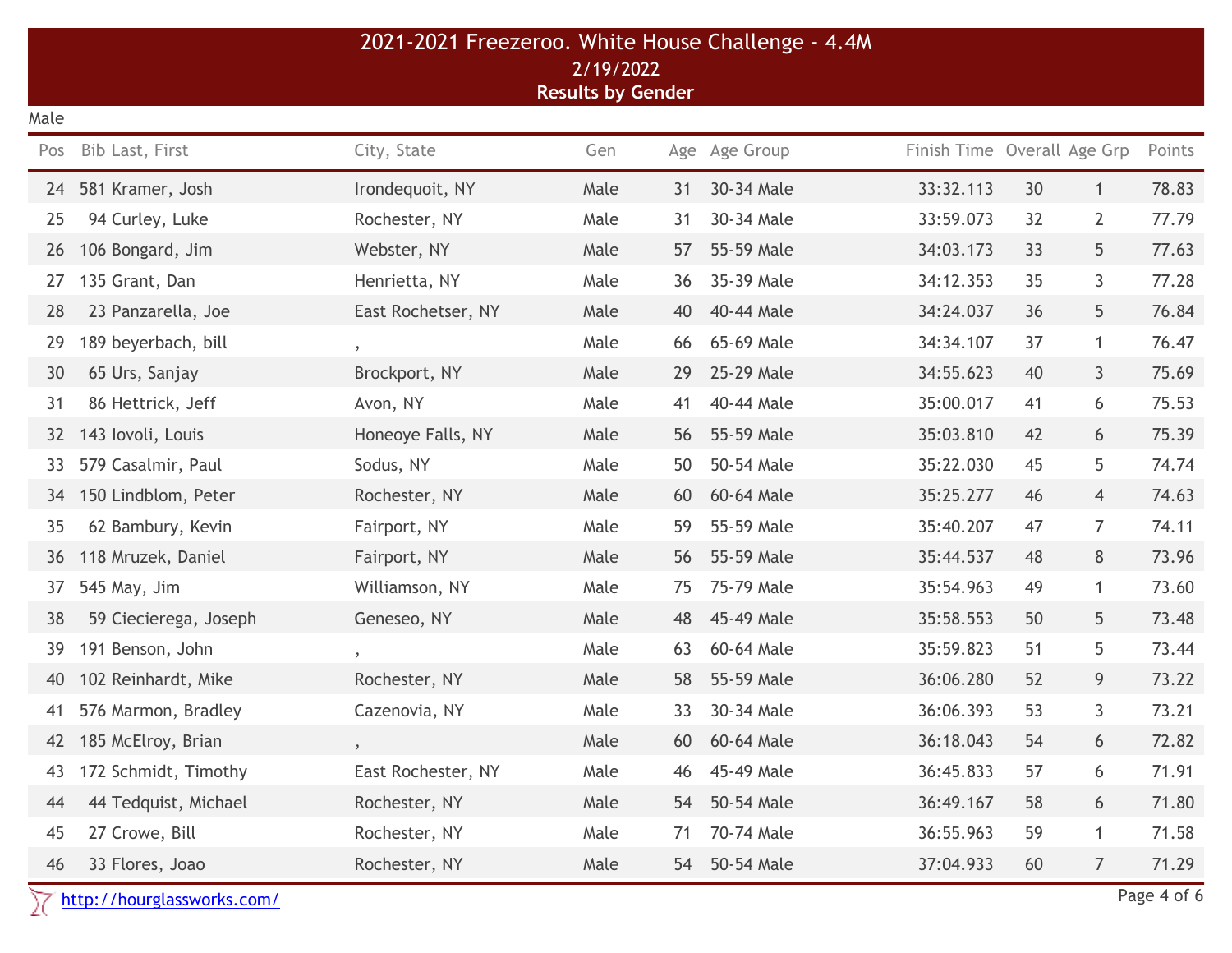# 2021-2021 Freezeroo. White House Challenge - 4.4M

2/19/2022

**Results by Gender**

Male

| Pos | Bib | Last, First | City, State | Gen | Age | Age Group | Finish Time | Overall | Age Grp | Points |
|---|---|---|---|---|---|---|---|---|---|---|
| 24 | 581 | Kramer, Josh | Irondequoit, NY | Male | 31 | 30-34 Male | 33:32.113 | 30 | 1 | 78.83 |
| 25 | 94 | Curley, Luke | Rochester, NY | Male | 31 | 30-34 Male | 33:59.073 | 32 | 2 | 77.79 |
| 26 | 106 | Bongard, Jim | Webster, NY | Male | 57 | 55-59 Male | 34:03.173 | 33 | 5 | 77.63 |
| 27 | 135 | Grant, Dan | Henrietta, NY | Male | 36 | 35-39 Male | 34:12.353 | 35 | 3 | 77.28 |
| 28 | 23 | Panzarella, Joe | East Rochetser, NY | Male | 40 | 40-44 Male | 34:24.037 | 36 | 5 | 76.84 |
| 29 | 189 | beyerbach, bill | , | Male | 66 | 65-69 Male | 34:34.107 | 37 | 1 | 76.47 |
| 30 | 65 | Urs, Sanjay | Brockport, NY | Male | 29 | 25-29 Male | 34:55.623 | 40 | 3 | 75.69 |
| 31 | 86 | Hettrick, Jeff | Avon, NY | Male | 41 | 40-44 Male | 35:00.017 | 41 | 6 | 75.53 |
| 32 | 143 | Iovoli, Louis | Honeoye Falls, NY | Male | 56 | 55-59 Male | 35:03.810 | 42 | 6 | 75.39 |
| 33 | 579 | Casalmir, Paul | Sodus, NY | Male | 50 | 50-54 Male | 35:22.030 | 45 | 5 | 74.74 |
| 34 | 150 | Lindblom, Peter | Rochester, NY | Male | 60 | 60-64 Male | 35:25.277 | 46 | 4 | 74.63 |
| 35 | 62 | Bambury, Kevin | Fairport, NY | Male | 59 | 55-59 Male | 35:40.207 | 47 | 7 | 74.11 |
| 36 | 118 | Mruzek, Daniel | Fairport, NY | Male | 56 | 55-59 Male | 35:44.537 | 48 | 8 | 73.96 |
| 37 | 545 | May, Jim | Williamson, NY | Male | 75 | 75-79 Male | 35:54.963 | 49 | 1 | 73.60 |
| 38 | 59 | Ciecierega, Joseph | Geneseo, NY | Male | 48 | 45-49 Male | 35:58.553 | 50 | 5 | 73.48 |
| 39 | 191 | Benson, John | , | Male | 63 | 60-64 Male | 35:59.823 | 51 | 5 | 73.44 |
| 40 | 102 | Reinhardt, Mike | Rochester, NY | Male | 58 | 55-59 Male | 36:06.280 | 52 | 9 | 73.22 |
| 41 | 576 | Marmon, Bradley | Cazenovia, NY | Male | 33 | 30-34 Male | 36:06.393 | 53 | 3 | 73.21 |
| 42 | 185 | McElroy, Brian | , | Male | 60 | 60-64 Male | 36:18.043 | 54 | 6 | 72.82 |
| 43 | 172 | Schmidt, Timothy | East Rochester, NY | Male | 46 | 45-49 Male | 36:45.833 | 57 | 6 | 71.91 |
| 44 | 44 | Tedquist, Michael | Rochester, NY | Male | 54 | 50-54 Male | 36:49.167 | 58 | 6 | 71.80 |
| 45 | 27 | Crowe, Bill | Rochester, NY | Male | 71 | 70-74 Male | 36:55.963 | 59 | 1 | 71.58 |
| 46 | 33 | Flores, Joao | Rochester, NY | Male | 54 | 50-54 Male | 37:04.933 | 60 | 7 | 71.29 |

http://hourglassworks.com/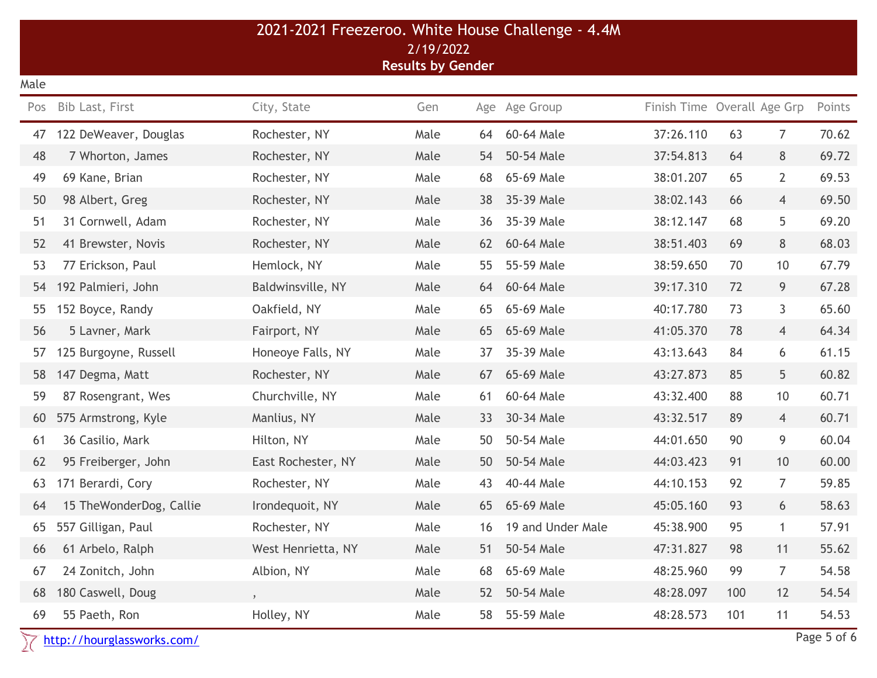# 2021-2021 Freezeroo. White House Challenge - 4.4M

2/19/2022

**Results by Gender**

Male

| Pos | Bib | Last, First | City, State | Gen | Age | Age Group | Finish Time | Overall | Age Grp | Points |
|---|---|---|---|---|---|---|---|---|---|---|
| 47 | 122 | DeWeaver, Douglas | Rochester, NY | Male | 64 | 60-64 Male | 37:26.110 | 63 | 7 | 70.62 |
| 48 | 7 | Whorton, James | Rochester, NY | Male | 54 | 50-54 Male | 37:54.813 | 64 | 8 | 69.72 |
| 49 | 69 | Kane, Brian | Rochester, NY | Male | 68 | 65-69 Male | 38:01.207 | 65 | 2 | 69.53 |
| 50 | 98 | Albert, Greg | Rochester, NY | Male | 38 | 35-39 Male | 38:02.143 | 66 | 4 | 69.50 |
| 51 | 31 | Cornwell, Adam | Rochester, NY | Male | 36 | 35-39 Male | 38:12.147 | 68 | 5 | 69.20 |
| 52 | 41 | Brewster, Novis | Rochester, NY | Male | 62 | 60-64 Male | 38:51.403 | 69 | 8 | 68.03 |
| 53 | 77 | Erickson, Paul | Hemlock, NY | Male | 55 | 55-59 Male | 38:59.650 | 70 | 10 | 67.79 |
| 54 | 192 | Palmieri, John | Baldwinsville, NY | Male | 64 | 60-64 Male | 39:17.310 | 72 | 9 | 67.28 |
| 55 | 152 | Boyce, Randy | Oakfield, NY | Male | 65 | 65-69 Male | 40:17.780 | 73 | 3 | 65.60 |
| 56 | 5 | Lavner, Mark | Fairport, NY | Male | 65 | 65-69 Male | 41:05.370 | 78 | 4 | 64.34 |
| 57 | 125 | Burgoyne, Russell | Honeoye Falls, NY | Male | 37 | 35-39 Male | 43:13.643 | 84 | 6 | 61.15 |
| 58 | 147 | Degma, Matt | Rochester, NY | Male | 67 | 65-69 Male | 43:27.873 | 85 | 5 | 60.82 |
| 59 | 87 | Rosengrant, Wes | Churchville, NY | Male | 61 | 60-64 Male | 43:32.400 | 88 | 10 | 60.71 |
| 60 | 575 | Armstrong, Kyle | Manlius, NY | Male | 33 | 30-34 Male | 43:32.517 | 89 | 4 | 60.71 |
| 61 | 36 | Casilio, Mark | Hilton, NY | Male | 50 | 50-54 Male | 44:01.650 | 90 | 9 | 60.04 |
| 62 | 95 | Freiberger, John | East Rochester, NY | Male | 50 | 50-54 Male | 44:03.423 | 91 | 10 | 60.00 |
| 63 | 171 | Berardi, Cory | Rochester, NY | Male | 43 | 40-44 Male | 44:10.153 | 92 | 7 | 59.85 |
| 64 | 15 | TheWonderDog, Callie | Irondequoit, NY | Male | 65 | 65-69 Male | 45:05.160 | 93 | 6 | 58.63 |
| 65 | 557 | Gilligan, Paul | Rochester, NY | Male | 16 | 19 and Under Male | 45:38.900 | 95 | 1 | 57.91 |
| 66 | 61 | Arbelo, Ralph | West Henrietta, NY | Male | 51 | 50-54 Male | 47:31.827 | 98 | 11 | 55.62 |
| 67 | 24 | Zonitch, John | Albion, NY | Male | 68 | 65-69 Male | 48:25.960 | 99 | 7 | 54.58 |
| 68 | 180 | Caswell, Doug | , | Male | 52 | 50-54 Male | 48:28.097 | 100 | 12 | 54.54 |
| 69 | 55 | Paeth, Ron | Holley, NY | Male | 58 | 55-59 Male | 48:28.573 | 101 | 11 | 54.53 |

http://hourglassworks.com/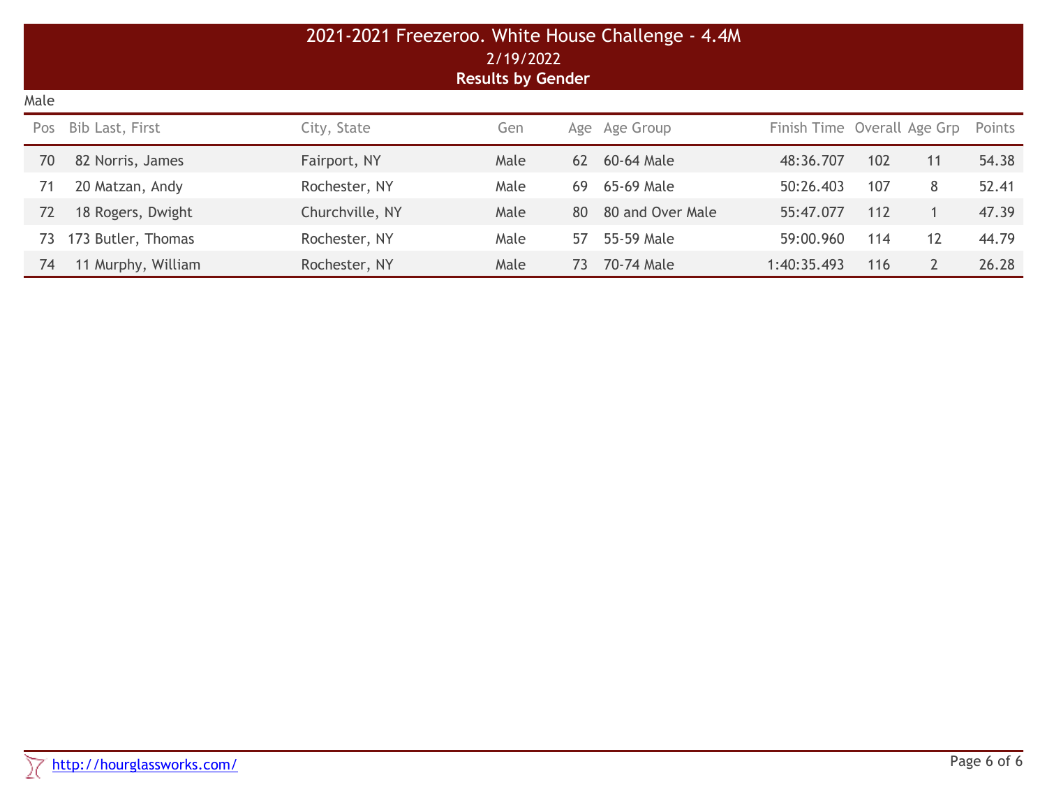# 2021-2021 Freezeroo. White House Challenge - 4.4M

2/19/2022

**Results by Gender**

Male

| Pos | Bib | Last, First | City, State | Gen | Age | Age Group | Finish Time | Overall | Age Grp | Points |
|---|---|---|---|---|---|---|---|---|---|---|
| 70 | 82 | Norris, James | Fairport, NY | Male | 62 | 60-64 Male | 48:36.707 | 102 | 11 | 54.38 |
| 71 | 20 | Matzan, Andy | Rochester, NY | Male | 69 | 65-69 Male | 50:26.403 | 107 | 8 | 52.41 |
| 72 | 18 | Rogers, Dwight | Churchville, NY | Male | 80 | 80 and Over Male | 55:47.077 | 112 | 1 | 47.39 |
| 73 | 173 | Butler, Thomas | Rochester, NY | Male | 57 | 55-59 Male | 59:00.960 | 114 | 12 | 44.79 |
| 74 | 11 | Murphy, William | Rochester, NY | Male | 73 | 70-74 Male | 1:40:35.493 | 116 | 2 | 26.28 |

http://hourglassworks.com/